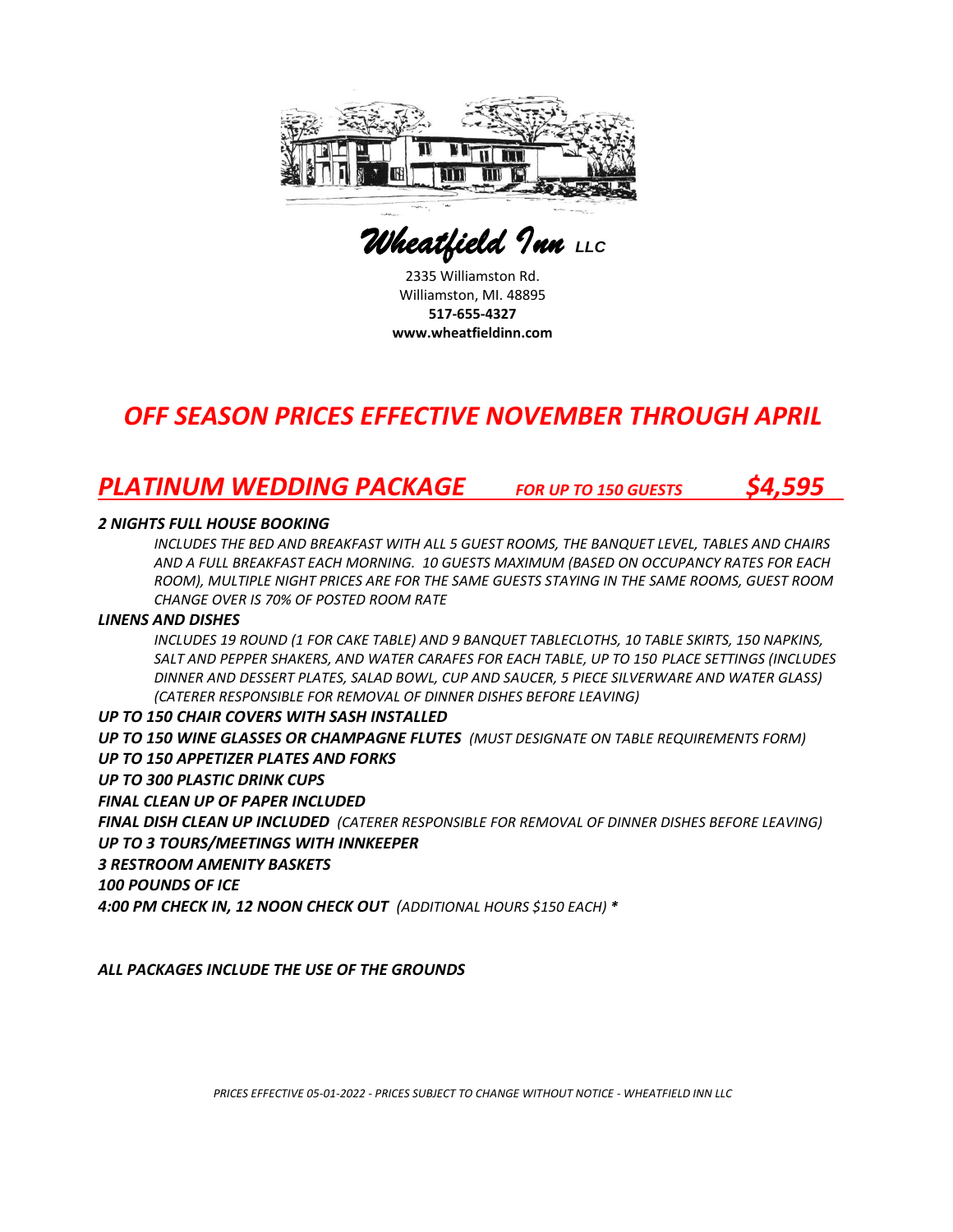# *Wheatfield Inn* LLC

2335 Williamston Rd.
Williamston, MI. 48895
**517-655-4327**
**www.wheatfieldinn.com**

## *OFF SEASON PRICES EFFECTIVE NOVEMBER THROUGH APRIL*

## *PLATINUM WEDDING PACKAGE* *FOR UP TO 150 GUESTS* *$4,595*

***2 NIGHTS FULL HOUSE BOOKING***

*INCLUDES THE BED AND BREAKFAST WITH ALL 5 GUEST ROOMS, THE BANQUET LEVEL, TABLES AND CHAIRS AND A FULL BREAKFAST EACH MORNING. 10 GUESTS MAXIMUM (BASED ON OCCUPANCY RATES FOR EACH ROOM), MULTIPLE NIGHT PRICES ARE FOR THE SAME GUESTS STAYING IN THE SAME ROOMS, GUEST ROOM CHANGE OVER IS 70% OF POSTED ROOM RATE*

***LINENS AND DISHES***

*INCLUDES 19 ROUND (1 FOR CAKE TABLE) AND 9 BANQUET TABLECLOTHS, 10 TABLE SKIRTS, 150 NAPKINS, SALT AND PEPPER SHAKERS, AND WATER CARAFES FOR EACH TABLE, UP TO 150 PLACE SETTINGS (INCLUDES DINNER AND DESSERT PLATES, SALAD BOWL, CUP AND SAUCER, 5 PIECE SILVERWARE AND WATER GLASS) (CATERER RESPONSIBLE FOR REMOVAL OF DINNER DISHES BEFORE LEAVING)*

***UP TO 150 CHAIR COVERS WITH SASH INSTALLED***

***UP TO 150 WINE GLASSES OR CHAMPAGNE FLUTES*** *(MUST DESIGNATE ON TABLE REQUIREMENTS FORM)*

***UP TO 150 APPETIZER PLATES AND FORKS***

***UP TO 300 PLASTIC DRINK CUPS***

***FINAL CLEAN UP OF PAPER INCLUDED***

***FINAL DISH CLEAN UP INCLUDED*** *(CATERER RESPONSIBLE FOR REMOVAL OF DINNER DISHES BEFORE LEAVING)*

***UP TO 3 TOURS/MEETINGS WITH INNKEEPER***

***3 RESTROOM AMENITY BASKETS***

***100 POUNDS OF ICE***

***4:00 PM CHECK IN, 12 NOON CHECK OUT*** *(ADDITIONAL HOURS $150 EACH)* *

***ALL PACKAGES INCLUDE THE USE OF THE GROUNDS***

*PRICES EFFECTIVE 05-01-2022 - PRICES SUBJECT TO CHANGE WITHOUT NOTICE - WHEATFIELD INN LLC*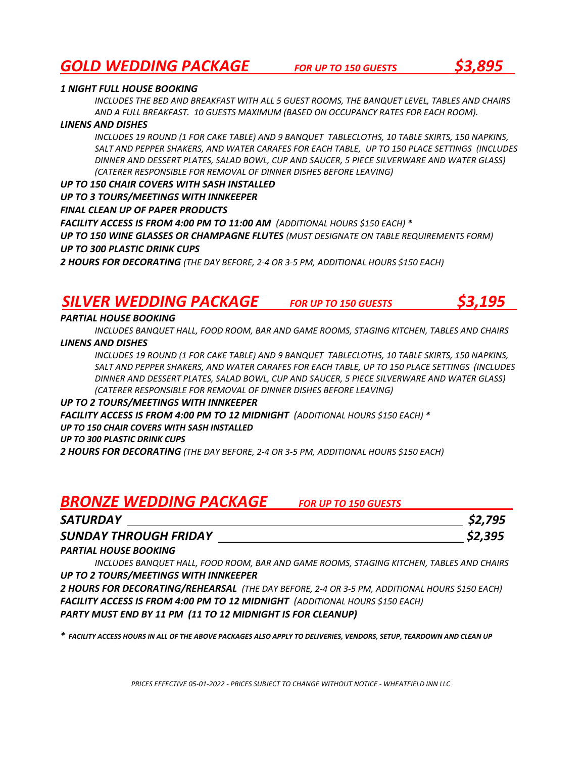## *GOLD WEDDING PACKAGE* — *FOR UP TO 150 GUESTS* — *$3,895*

***1 NIGHT FULL HOUSE BOOKING***

*INCLUDES THE BED AND BREAKFAST WITH ALL 5 GUEST ROOMS, THE BANQUET LEVEL, TABLES AND CHAIRS AND A FULL BREAKFAST. 10 GUESTS MAXIMUM (BASED ON OCCUPANCY RATES FOR EACH ROOM).*

***LINENS AND DISHES***

*INCLUDES 19 ROUND (1 FOR CAKE TABLE) AND 9 BANQUET TABLECLOTHS, 10 TABLE SKIRTS, 150 NAPKINS, SALT AND PEPPER SHAKERS, AND WATER CARAFES FOR EACH TABLE, UP TO 150 PLACE SETTINGS (INCLUDES DINNER AND DESSERT PLATES, SALAD BOWL, CUP AND SAUCER, 5 PIECE SILVERWARE AND WATER GLASS) (CATERER RESPONSIBLE FOR REMOVAL OF DINNER DISHES BEFORE LEAVING)*

***UP TO 150 CHAIR COVERS WITH SASH INSTALLED***

***UP TO 3 TOURS/MEETINGS WITH INNKEEPER***

***FINAL CLEAN UP OF PAPER PRODUCTS***

***FACILITY ACCESS IS FROM 4:00 PM TO 11:00 AM*** *(ADDITIONAL HOURS $150 EACH)* *

***UP TO 150 WINE GLASSES OR CHAMPAGNE FLUTES*** *(MUST DESIGNATE ON TABLE REQUIREMENTS FORM)*

***UP TO 300 PLASTIC DRINK CUPS***

***2 HOURS FOR DECORATING*** *(THE DAY BEFORE, 2-4 OR 3-5 PM, ADDITIONAL HOURS $150 EACH)*

## *SILVER WEDDING PACKAGE* — *FOR UP TO 150 GUESTS* — *$3,195*

***PARTIAL HOUSE BOOKING***

*INCLUDES BANQUET HALL, FOOD ROOM, BAR AND GAME ROOMS, STAGING KITCHEN, TABLES AND CHAIRS*

***LINENS AND DISHES***

*INCLUDES 19 ROUND (1 FOR CAKE TABLE) AND 9 BANQUET TABLECLOTHS, 10 TABLE SKIRTS, 150 NAPKINS, SALT AND PEPPER SHAKERS, AND WATER CARAFES FOR EACH TABLE, UP TO 150 PLACE SETTINGS (INCLUDES DINNER AND DESSERT PLATES, SALAD BOWL, CUP AND SAUCER, 5 PIECE SILVERWARE AND WATER GLASS) (CATERER RESPONSIBLE FOR REMOVAL OF DINNER DISHES BEFORE LEAVING)*

***UP TO 2 TOURS/MEETINGS WITH INNKEEPER***

***FACILITY ACCESS IS FROM 4:00 PM TO 12 MIDNIGHT*** *(ADDITIONAL HOURS $150 EACH)* *

***UP TO 150 CHAIR COVERS WITH SASH INSTALLED***

***UP TO 300 PLASTIC DRINK CUPS***

***2 HOURS FOR DECORATING*** *(THE DAY BEFORE, 2-4 OR 3-5 PM, ADDITIONAL HOURS $150 EACH)*

## *BRONZE WEDDING PACKAGE* — *FOR UP TO 150 GUESTS*

| | |
|---|---|
| ***SATURDAY*** | ***$2,795*** |
| ***SUNDAY THROUGH FRIDAY*** | ***$2,395*** |

***PARTIAL HOUSE BOOKING***

*INCLUDES BANQUET HALL, FOOD ROOM, BAR AND GAME ROOMS, STAGING KITCHEN, TABLES AND CHAIRS*

***UP TO 2 TOURS/MEETINGS WITH INNKEEPER***

***2 HOURS FOR DECORATING/REHEARSAL*** *(THE DAY BEFORE, 2-4 OR 3-5 PM, ADDITIONAL HOURS $150 EACH)*

***FACILITY ACCESS IS FROM 4:00 PM TO 12 MIDNIGHT*** *(ADDITIONAL HOURS $150 EACH)*

***PARTY MUST END BY 11 PM (11 TO 12 MIDNIGHT IS FOR CLEANUP)***

*\* FACILITY ACCESS HOURS IN ALL OF THE ABOVE PACKAGES ALSO APPLY TO DELIVERIES, VENDORS, SETUP, TEARDOWN AND CLEAN UP*

*PRICES EFFECTIVE 05-01-2022 - PRICES SUBJECT TO CHANGE WITHOUT NOTICE - WHEATFIELD INN LLC*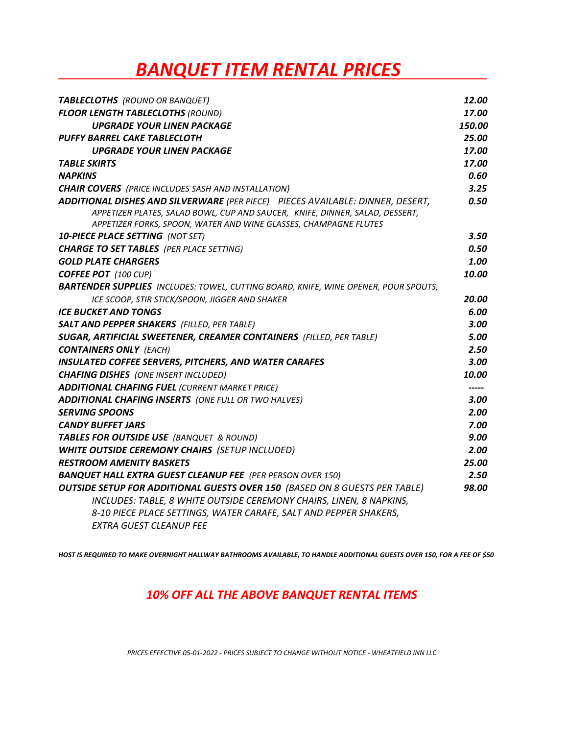# BANQUET ITEM RENTAL PRICES

| | |
|---|---|
| ***TABLECLOTHS*** *(ROUND OR BANQUET)* | ***12.00*** |
| ***FLOOR LENGTH TABLECLOTHS*** *(ROUND)* | ***17.00*** |
| &nbsp;&nbsp;&nbsp;&nbsp;***UPGRADE YOUR LINEN PACKAGE*** | ***150.00*** |
| ***PUFFY BARREL CAKE TABLECLOTH*** | ***25.00*** |
| &nbsp;&nbsp;&nbsp;&nbsp;***UPGRADE YOUR LINEN PACKAGE*** | ***17.00*** |
| ***TABLE SKIRTS*** | ***17.00*** |
| ***NAPKINS*** | ***0.60*** |
| ***CHAIR COVERS*** *(PRICE INCLUDES SASH AND INSTALLATION)* | ***3.25*** |
| ***ADDITIONAL DISHES AND SILVERWARE*** *(PER PIECE) PIECES AVAILABLE: DINNER, DESERT, APPETIZER PLATES, SALAD BOWL, CUP AND SAUCER, KNIFE, DINNER, SALAD, DESSERT, APPETIZER FORKS, SPOON, WATER AND WINE GLASSES, CHAMPAGNE FLUTES* | ***0.50*** |
| ***10-PIECE PLACE SETTING*** *(NOT SET)* | ***3.50*** |
| ***CHARGE TO SET TABLES*** *(PER PLACE SETTING)* | ***0.50*** |
| ***GOLD PLATE CHARGERS*** | ***1.00*** |
| ***COFFEE POT*** *(100 CUP)* | ***10.00*** |
| ***BARTENDER SUPPLIES*** *INCLUDES: TOWEL, CUTTING BOARD, KNIFE, WINE OPENER, POUR SPOUTS, ICE SCOOP, STIR STICK/SPOON, JIGGER AND SHAKER* | ***20.00*** |
| ***ICE BUCKET AND TONGS*** | ***6.00*** |
| ***SALT AND PEPPER SHAKERS*** *(FILLED, PER TABLE)* | ***3.00*** |
| ***SUGAR, ARTIFICIAL SWEETENER, CREAMER CONTAINERS*** *(FILLED, PER TABLE)* | ***5.00*** |
| ***CONTAINERS ONLY*** *(EACH)* | ***2.50*** |
| ***INSULATED COFFEE SERVERS, PITCHERS, AND WATER CARAFES*** | ***3.00*** |
| ***CHAFING DISHES*** *(ONE INSERT INCLUDED)* | ***10.00*** |
| ***ADDITIONAL CHAFING FUEL*** *(CURRENT MARKET PRICE)* | ***-----*** |
| ***ADDITIONAL CHAFING INSERTS*** *(ONE FULL OR TWO HALVES)* | ***3.00*** |
| ***SERVING SPOONS*** | ***2.00*** |
| ***CANDY BUFFET JARS*** | ***7.00*** |
| ***TABLES FOR OUTSIDE USE*** *(BANQUET & ROUND)* | ***9.00*** |
| ***WHITE OUTSIDE CEREMONY CHAIRS*** *(SETUP INCLUDED)* | ***2.00*** |
| ***RESTROOM AMENITY BASKETS*** | ***25.00*** |
| ***BANQUET HALL EXTRA GUEST CLEANUP FEE*** *(PER PERSON OVER 150)* | ***2.50*** |
| ***OUTSIDE SETUP FOR ADDITIONAL GUESTS OVER 150*** *(BASED ON 8 GUESTS PER TABLE) INCLUDES: TABLE, 8 WHITE OUTSIDE CEREMONY CHAIRS, LINEN, 8 NAPKINS, 8-10 PIECE PLACE SETTINGS, WATER CARAFE, SALT AND PEPPER SHAKERS, EXTRA GUEST CLEANUP FEE* | ***98.00*** |

***HOST IS REQUIRED TO MAKE OVERNIGHT HALLWAY BATHROOMS AVAILABLE, TO HANDLE ADDITIONAL GUESTS OVER 150, FOR A FEE OF $50***

## *10% OFF ALL THE ABOVE BANQUET RENTAL ITEMS*

*PRICES EFFECTIVE 05-01-2022 - PRICES SUBJECT TO CHANGE WITHOUT NOTICE - WHEATFIELD INN LLC*